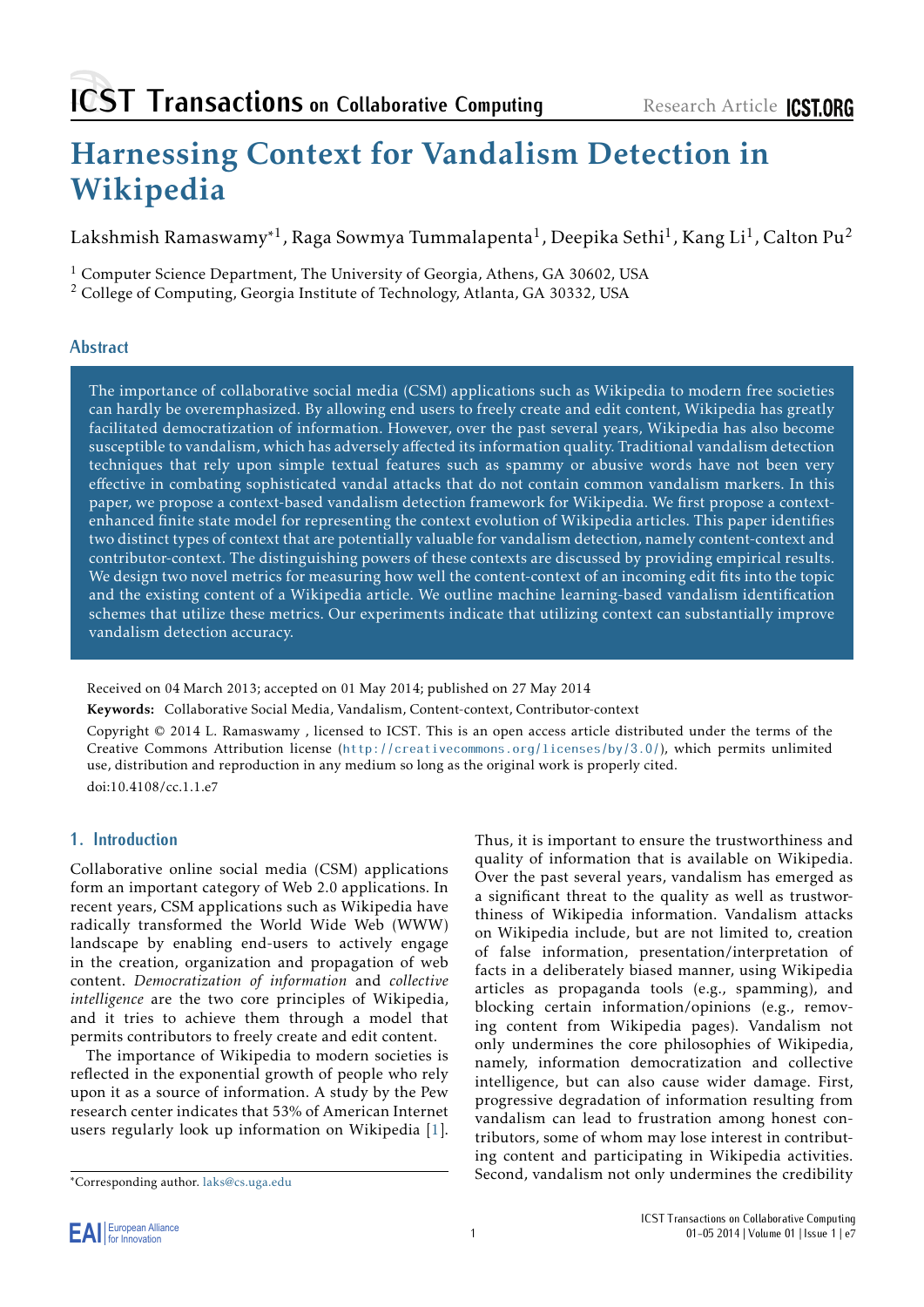# Harnessing Context for Vandalism Detection in Wikipedia

Lakshmish Ramaswamy*[1], Raga Sowmya Tummalapenta[1], Deepika Sethi[1], Kang Li[1], Calton Pu[2]

[1] Computer Science Department, The University of Georgia, Athens, GA 30602, USA
[2] College of Computing, Georgia Institute of Technology, Atlanta, GA 30332, USA

## Abstract

The importance of collaborative social media (CSM) applications such as Wikipedia to modern free societies can hardly be overemphasized. By allowing end users to freely create and edit content, Wikipedia has greatly facilitated democratization of information. However, over the past several years, Wikipedia has also become susceptible to vandalism, which has adversely affected its information quality. Traditional vandalism detection techniques that rely upon simple textual features such as spammy or abusive words have not been very effective in combating sophisticated vandal attacks that do not contain common vandalism markers. In this paper, we propose a context-based vandalism detection framework for Wikipedia. We first propose a context-enhanced finite state model for representing the context evolution of Wikipedia articles. This paper identifies two distinct types of context that are potentially valuable for vandalism detection, namely content-context and contributor-context. The distinguishing powers of these contexts are discussed by providing empirical results. We design two novel metrics for measuring how well the content-context of an incoming edit fits into the topic and the existing content of a Wikipedia article. We outline machine learning-based vandalism identification schemes that utilize these metrics. Our experiments indicate that utilizing context can substantially improve vandalism detection accuracy.

Received on 04 March 2013; accepted on 01 May 2014; published on 27 May 2014

**Keywords:** Collaborative Social Media, Vandalism, Content-context, Contributor-context

Copyright © 2014 L. Ramaswamy , licensed to ICST. This is an open access article distributed under the terms of the Creative Commons Attribution license (http://creativecommons.org/licenses/by/3.0/), which permits unlimited use, distribution and reproduction in any medium so long as the original work is properly cited.

doi:10.4108/cc.1.1.e7

## 1. Introduction

Collaborative online social media (CSM) applications form an important category of Web 2.0 applications. In recent years, CSM applications such as Wikipedia have radically transformed the World Wide Web (WWW) landscape by enabling end-users to actively engage in the creation, organization and propagation of web content. *Democratization of information* and *collective intelligence* are the two core principles of Wikipedia, and it tries to achieve them through a model that permits contributors to freely create and edit content.

The importance of Wikipedia to modern societies is reflected in the exponential growth of people who rely upon it as a source of information. A study by the Pew research center indicates that 53% of American Internet users regularly look up information on Wikipedia [1]. Thus, it is important to ensure the trustworthiness and quality of information that is available on Wikipedia. Over the past several years, vandalism has emerged as a significant threat to the quality as well as trustworthiness of Wikipedia information. Vandalism attacks on Wikipedia include, but are not limited to, creation of false information, presentation/interpretation of facts in a deliberately biased manner, using Wikipedia articles as propaganda tools (e.g., spamming), and blocking certain information/opinions (e.g., removing content from Wikipedia pages). Vandalism not only undermines the core philosophies of Wikipedia, namely, information democratization and collective intelligence, but can also cause wider damage. First, progressive degradation of information resulting from vandalism can lead to frustration among honest contributors, some of whom may lose interest in contributing content and participating in Wikipedia activities. Second, vandalism not only undermines the credibility

*Corresponding author. laks@cs.uga.edu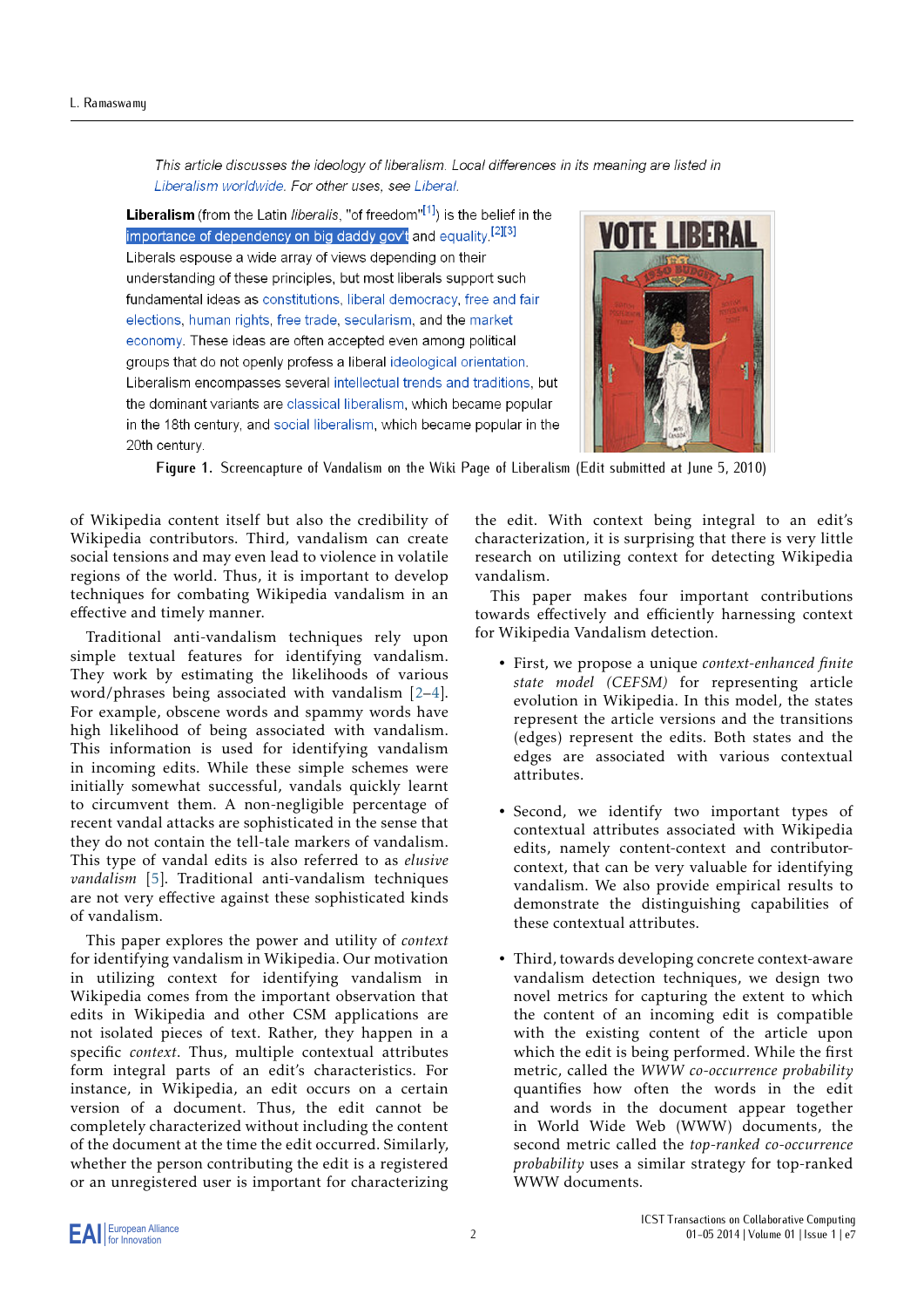Figure 1. Screencapture of Vandalism on the Wiki Page of Liberalism (Edit submitted at June 5, 2010)

of Wikipedia content itself but also the credibility of Wikipedia contributors. Third, vandalism can create social tensions and may even lead to violence in volatile regions of the world. Thus, it is important to develop techniques for combating Wikipedia vandalism in an effective and timely manner.

Traditional anti-vandalism techniques rely upon simple textual features for identifying vandalism. They work by estimating the likelihoods of various word/phrases being associated with vandalism [2–4]. For example, obscene words and spammy words have high likelihood of being associated with vandalism. This information is used for identifying vandalism in incoming edits. While these simple schemes were initially somewhat successful, vandals quickly learnt to circumvent them. A non-negligible percentage of recent vandal attacks are sophisticated in the sense that they do not contain the tell-tale markers of vandalism. This type of vandal edits is also referred to as *elusive vandalism* [5]. Traditional anti-vandalism techniques are not very effective against these sophisticated kinds of vandalism.

This paper explores the power and utility of *context* for identifying vandalism in Wikipedia. Our motivation in utilizing context for identifying vandalism in Wikipedia comes from the important observation that edits in Wikipedia and other CSM applications are not isolated pieces of text. Rather, they happen in a specific *context*. Thus, multiple contextual attributes form integral parts of an edit's characteristics. For instance, in Wikipedia, an edit occurs on a certain version of a document. Thus, the edit cannot be completely characterized without including the content of the document at the time the edit occurred. Similarly, whether the person contributing the edit is a registered or an unregistered user is important for characterizing the edit. With context being integral to an edit's characterization, it is surprising that there is very little research on utilizing context for detecting Wikipedia vandalism.

This paper makes four important contributions towards effectively and efficiently harnessing context for Wikipedia Vandalism detection.

- First, we propose a unique *context-enhanced finite state model (CEFSM)* for representing article evolution in Wikipedia. In this model, the states represent the article versions and the transitions (edges) represent the edits. Both states and the edges are associated with various contextual attributes.

- Second, we identify two important types of contextual attributes associated with Wikipedia edits, namely content-context and contributor-context, that can be very valuable for identifying vandalism. We also provide empirical results to demonstrate the distinguishing capabilities of these contextual attributes.

- Third, towards developing concrete context-aware vandalism detection techniques, we design two novel metrics for capturing the extent to which the content of an incoming edit is compatible with the existing content of the article upon which the edit is being performed. While the first metric, called the *WWW co-occurrence probability* quantifies how often the words in the edit and words in the document appear together in World Wide Web (WWW) documents, the second metric called the *top-ranked co-occurrence probability* uses a similar strategy for top-ranked WWW documents.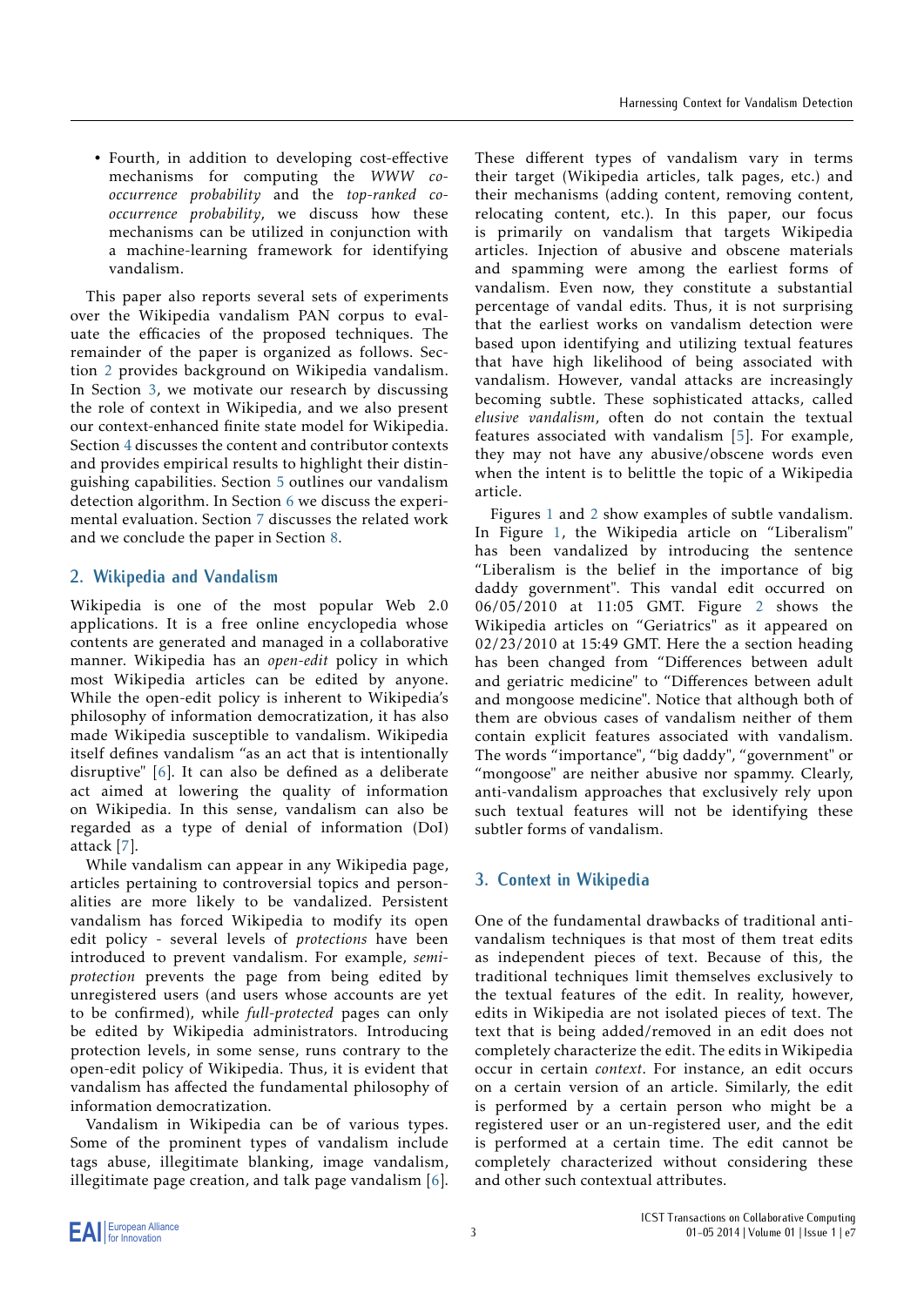- Fourth, in addition to developing cost-effective mechanisms for computing the *WWW co-occurrence probability* and the *top-ranked co-occurrence probability*, we discuss how these mechanisms can be utilized in conjunction with a machine-learning framework for identifying vandalism.

This paper also reports several sets of experiments over the Wikipedia vandalism PAN corpus to evaluate the efficacies of the proposed techniques. The remainder of the paper is organized as follows. Section 2 provides background on Wikipedia vandalism. In Section 3, we motivate our research by discussing the role of context in Wikipedia, and we also present our context-enhanced finite state model for Wikipedia. Section 4 discusses the content and contributor contexts and provides empirical results to highlight their distinguishing capabilities. Section 5 outlines our vandalism detection algorithm. In Section 6 we discuss the experimental evaluation. Section 7 discusses the related work and we conclude the paper in Section 8.

## 2. Wikipedia and Vandalism

Wikipedia is one of the most popular Web 2.0 applications. It is a free online encyclopedia whose contents are generated and managed in a collaborative manner. Wikipedia has an *open-edit* policy in which most Wikipedia articles can be edited by anyone. While the open-edit policy is inherent to Wikipedia's philosophy of information democratization, it has also made Wikipedia susceptible to vandalism. Wikipedia itself defines vandalism "as an act that is intentionally disruptive" [6]. It can also be defined as a deliberate act aimed at lowering the quality of information on Wikipedia. In this sense, vandalism can also be regarded as a type of denial of information (DoI) attack [7].

While vandalism can appear in any Wikipedia page, articles pertaining to controversial topics and personalities are more likely to be vandalized. Persistent vandalism has forced Wikipedia to modify its open edit policy - several levels of *protections* have been introduced to prevent vandalism. For example, *semi-protection* prevents the page from being edited by unregistered users (and users whose accounts are yet to be confirmed), while *full-protected* pages can only be edited by Wikipedia administrators. Introducing protection levels, in some sense, runs contrary to the open-edit policy of Wikipedia. Thus, it is evident that vandalism has affected the fundamental philosophy of information democratization.

Vandalism in Wikipedia can be of various types. Some of the prominent types of vandalism include tags abuse, illegitimate blanking, image vandalism, illegitimate page creation, and talk page vandalism [6]. These different types of vandalism vary in terms their target (Wikipedia articles, talk pages, etc.) and their mechanisms (adding content, removing content, relocating content, etc.). In this paper, our focus is primarily on vandalism that targets Wikipedia articles. Injection of abusive and obscene materials and spamming were among the earliest forms of vandalism. Even now, they constitute a substantial percentage of vandal edits. Thus, it is not surprising that the earliest works on vandalism detection were based upon identifying and utilizing textual features that have high likelihood of being associated with vandalism. However, vandal attacks are increasingly becoming subtle. These sophisticated attacks, called *elusive vandalism*, often do not contain the textual features associated with vandalism [5]. For example, they may not have any abusive/obscene words even when the intent is to belittle the topic of a Wikipedia article.

Figures 1 and 2 show examples of subtle vandalism. In Figure 1, the Wikipedia article on "Liberalism" has been vandalized by introducing the sentence "Liberalism is the belief in the importance of big daddy government". This vandal edit occurred on 06/05/2010 at 11:05 GMT. Figure 2 shows the Wikipedia articles on "Geriatrics" as it appeared on 02/23/2010 at 15:49 GMT. Here the a section heading has been changed from "Differences between adult and geriatric medicine" to "Differences between adult and mongoose medicine". Notice that although both of them are obvious cases of vandalism neither of them contain explicit features associated with vandalism. The words "importance", "big daddy", "government" or "mongoose" are neither abusive nor spammy. Clearly, anti-vandalism approaches that exclusively rely upon such textual features will not be identifying these subtler forms of vandalism.

## 3. Context in Wikipedia

One of the fundamental drawbacks of traditional anti-vandalism techniques is that most of them treat edits as independent pieces of text. Because of this, the traditional techniques limit themselves exclusively to the textual features of the edit. In reality, however, edits in Wikipedia are not isolated pieces of text. The text that is being added/removed in an edit does not completely characterize the edit. The edits in Wikipedia occur in certain *context*. For instance, an edit occurs on a certain version of an article. Similarly, the edit is performed by a certain person who might be a registered user or an un-registered user, and the edit is performed at a certain time. The edit cannot be completely characterized without considering these and other such contextual attributes.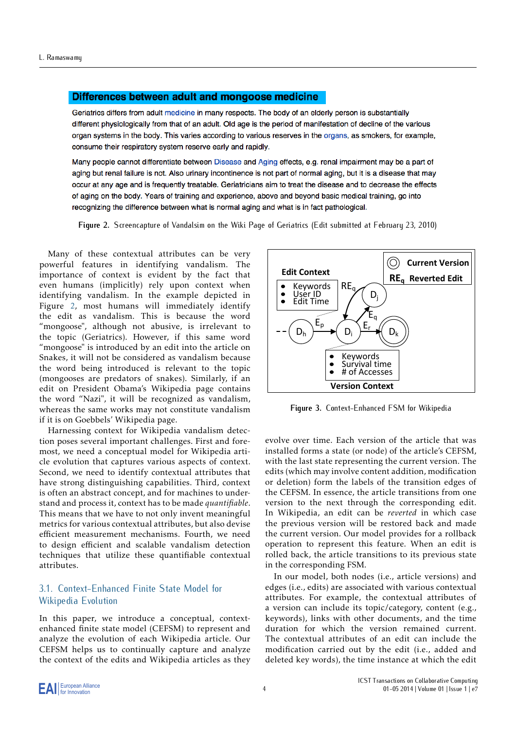**Differences between adult and mongoose medicine**

Geriatrics differs from adult medicine in many respects. The body of an elderly person is substantially different physiologically from that of an adult. Old age is the period of manifestation of decline of the various organ systems in the body. This varies according to various reserves in the organs, as smokers, for example, consume their respiratory system reserve early and rapidly.

Many people cannot differentiate between Disease and Aging effects, e.g. renal impairment may be a part of aging but renal failure is not. Also urinary incontinence is not part of normal aging, but it is a disease that may occur at any age and is frequently treatable. Geriatricians aim to treat the disease and to decrease the effects of aging on the body. Years of training and experience, above and beyond basic medical training, go into recognizing the difference between what is normal aging and what is in fact pathological.

**Figure 2.** Screencapture of Vandalsim on the Wiki Page of Geriatrics (Edit submitted at February 23, 2010)

Many of these contextual attributes can be very powerful features in identifying vandalism. The importance of context is evident by the fact that even humans (implicitly) rely upon context when identifying vandalism. In the example depicted in Figure 2, most humans will immediately identify the edit as vandalism. This is because the word "mongoose", although not abusive, is irrelevant to the topic (Geriatrics). However, if this same word "mongoose" is introduced by an edit into the article on Snakes, it will not be considered as vandalism because the word being introduced is relevant to the topic (mongooses are predators of snakes). Similarly, if an edit on President Obama's Wikipedia page contains the word "Nazi", it will be recognized as vandalism, whereas the same works may not constitute vandalism if it is on Goebbels' Wikipedia page.

Harnessing context for Wikipedia vandalism detection poses several important challenges. First and foremost, we need a conceptual model for Wikipedia article evolution that captures various aspects of context. Second, we need to identify contextual attributes that have strong distinguishing capabilities. Third, context is often an abstract concept, and for machines to understand and process it, context has to be made *quantifiable*. This means that we have to not only invent meaningful metrics for various contextual attributes, but also devise efficient measurement mechanisms. Fourth, we need to design efficient and scalable vandalism detection techniques that utilize these quantifiable contextual attributes.

Edit Context

- Keywords
- User ID
- Edit Time

Current Version

$RE_q$ Reverted Edit

$RE_q$

$D_h$ $E_p$ $D_i$ $E_q$ $D_j$ $E_r$ $D_k$

- Keywords
- Survival time
- # of Accesses

Version Context

**Figure 3.** Context-Enhanced FSM for Wikipedia

## 3.1. Context-Enhanced Finite State Model for Wikipedia Evolution

In this paper, we introduce a conceptual, context-enhanced finite state model (CEFSM) to represent and analyze the evolution of each Wikipedia article. Our CEFSM helps us to continually capture and analyze the context of the edits and Wikipedia articles as they evolve over time. Each version of the article that was installed forms a state (or node) of the article's CEFSM, with the last state representing the current version. The edits (which may involve content addition, modification or deletion) form the labels of the transition edges of the CEFSM. In essence, the article transitions from one version to the next through the corresponding edit. In Wikipedia, an edit can be *reverted* in which case the previous version will be restored back and made the current version. Our model provides for a rollback operation to represent this feature. When an edit is rolled back, the article transitions to its previous state in the corresponding FSM.

In our model, both nodes (i.e., article versions) and edges (i.e., edits) are associated with various contextual attributes. For example, the contextual attributes of a version can include its topic/category, content (e.g., keywords), links with other documents, and the time duration for which the version remained current. The contextual attributes of an edit can include the modification carried out by the edit (i.e., added and deleted key words), the time instance at which the edit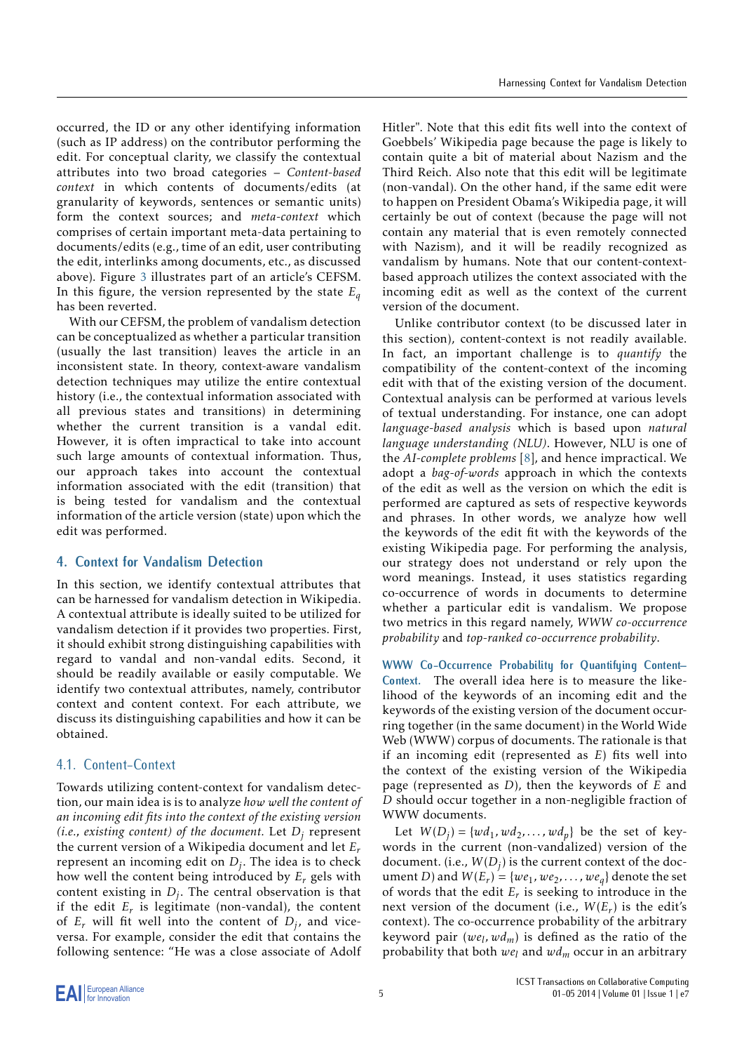occurred, the ID or any other identifying information (such as IP address) on the contributor performing the edit. For conceptual clarity, we classify the contextual attributes into two broad categories – *Content-based context* in which contents of documents/edits (at granularity of keywords, sentences or semantic units) form the context sources; and *meta-context* which comprises of certain important meta-data pertaining to documents/edits (e.g., time of an edit, user contributing the edit, interlinks among documents, etc., as discussed above). Figure 3 illustrates part of an article's CEFSM. In this figure, the version represented by the state $E_q$ has been reverted.

With our CEFSM, the problem of vandalism detection can be conceptualized as whether a particular transition (usually the last transition) leaves the article in an inconsistent state. In theory, context-aware vandalism detection techniques may utilize the entire contextual history (i.e., the contextual information associated with all previous states and transitions) in determining whether the current transition is a vandal edit. However, it is often impractical to take into account such large amounts of contextual information. Thus, our approach takes into account the contextual information associated with the edit (transition) that is being tested for vandalism and the contextual information of the article version (state) upon which the edit was performed.

## 4. Context for Vandalism Detection

In this section, we identify contextual attributes that can be harnessed for vandalism detection in Wikipedia. A contextual attribute is ideally suited to be utilized for vandalism detection if it provides two properties. First, it should exhibit strong distinguishing capabilities with regard to vandal and non-vandal edits. Second, it should be readily available or easily computable. We identify two contextual attributes, namely, contributor context and content context. For each attribute, we discuss its distinguishing capabilities and how it can be obtained.

### 4.1. Content-Context

Towards utilizing content-context for vandalism detection, our main idea is to analyze *how well the content of an incoming edit fits into the context of the existing version (i.e., existing content) of the document.* Let $D_j$ represent the current version of a Wikipedia document and let $E_r$ represent an incoming edit on $D_j$. The idea is to check how well the content being introduced by $E_r$ gels with content existing in $D_j$. The central observation is that if the edit $E_r$ is legitimate (non-vandal), the content of $E_r$ will fit well into the content of $D_j$, and vice-versa. For example, consider the edit that contains the following sentence: "He was a close associate of Adolf Hitler". Note that this edit fits well into the context of Goebbels' Wikipedia page because the page is likely to contain quite a bit of material about Nazism and the Third Reich. Also note that this edit will be legitimate (non-vandal). On the other hand, if the same edit were to happen on President Obama's Wikipedia page, it will certainly be out of context (because the page will not contain any material that is even remotely connected with Nazism), and it will be readily recognized as vandalism by humans. Note that our content-context-based approach utilizes the context associated with the incoming edit as well as the context of the current version of the document.

Unlike contributor context (to be discussed later in this section), content-context is not readily available. In fact, an important challenge is to *quantify* the compatibility of the content-context of the incoming edit with that of the existing version of the document. Contextual analysis can be performed at various levels of textual understanding. For instance, one can adopt *language-based analysis* which is based upon *natural language understanding (NLU)*. However, NLU is one of the *AI-complete problems* [8], and hence impractical. We adopt a *bag-of-words* approach in which the contexts of the edit as well as the version on which the edit is performed are captured as sets of respective keywords and phrases. In other words, we analyze how well the keywords of the edit fit with the keywords of the existing Wikipedia page. For performing the analysis, our strategy does not understand or rely upon the word meanings. Instead, it uses statistics regarding co-occurrence of words in documents to determine whether a particular edit is vandalism. We propose two metrics in this regard namely, *WWW co-occurrence probability* and *top-ranked co-occurrence probability*.

**WWW Co-Occurrence Probability for Quantifying Content–Context.** The overall idea here is to measure the likelihood of the keywords of an incoming edit and the keywords of the existing version of the document occurring together (in the same document) in the World Wide Web (WWW) corpus of documents. The rationale is that if an incoming edit (represented as $E$) fits well into the context of the existing version of the Wikipedia page (represented as $D$), then the keywords of $E$ and $D$ should occur together in a non-negligible fraction of WWW documents.

Let $W(D_j) = \{wd_1, wd_2, \ldots, wd_p\}$ be the set of keywords in the current (non-vandalized) version of the document. (i.e., $W(D_j)$ is the current context of the document $D$) and $W(E_r) = \{we_1, we_2, \ldots, we_q\}$ denote the set of words that the edit $E_r$ is seeking to introduce in the next version of the document (i.e., $W(E_r)$ is the edit's context). The co-occurrence probability of the arbitrary keyword pair $(we_l, wd_m)$ is defined as the ratio of the probability that both $we_l$ and $wd_m$ occur in an arbitrary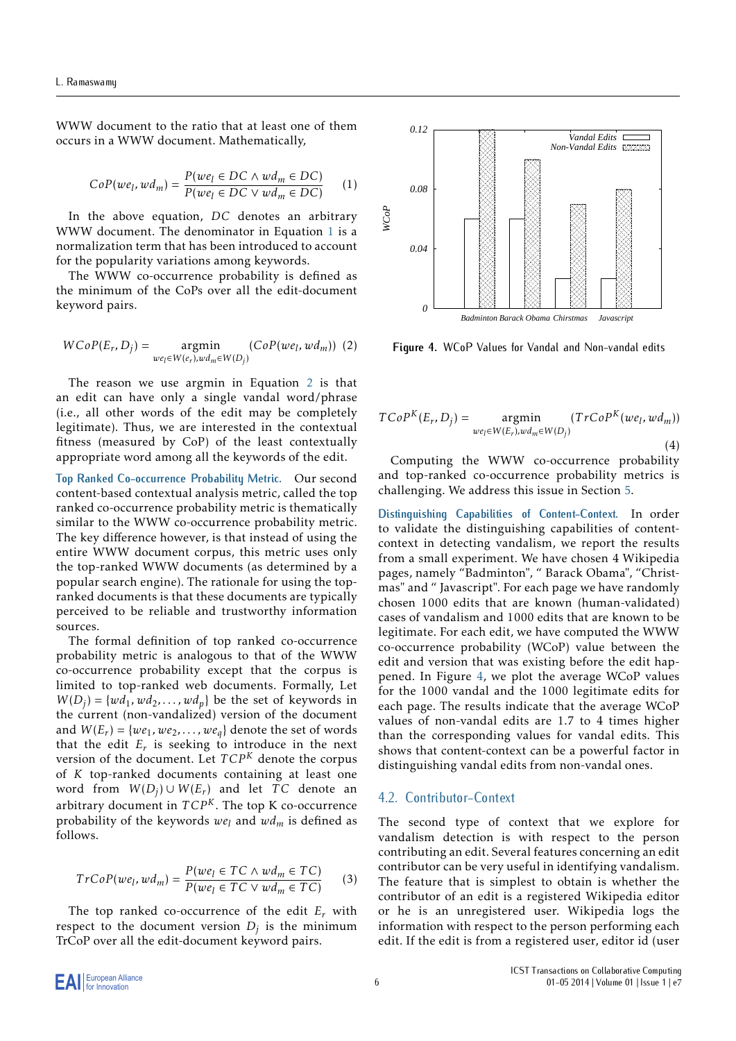WWW document to the ratio that at least one of them occurs in a WWW document. Mathematically,

$$CoP(we_l, wd_m) = \frac{P(we_l \in DC \wedge wd_m \in DC)}{P(we_l \in DC \vee wd_m \in DC)} \quad (1)$$

In the above equation, $DC$ denotes an arbitrary WWW document. The denominator in Equation 1 is a normalization term that has been introduced to account for the popularity variations among keywords.

The WWW co-occurrence probability is defined as the minimum of the CoPs over all the edit-document keyword pairs.

$$WCoP(E_r, D_j) = \underset{we_l \in W(e_r), wd_m \in W(D_j)}{\text{argmin}} (CoP(we_l, wd_m)) \quad (2)$$

The reason we use argmin in Equation 2 is that an edit can have only a single vandal word/phrase (i.e., all other words of the edit may be completely legitimate). Thus, we are interested in the contextual fitness (measured by CoP) of the least contextually appropriate word among all the keywords of the edit.

**Top Ranked Co-occurrence Probability Metric.** Our second content-based contextual analysis metric, called the top ranked co-occurrence probability metric is thematically similar to the WWW co-occurrence probability metric. The key difference however, is that instead of using the entire WWW document corpus, this metric uses only the top-ranked WWW documents (as determined by a popular search engine). The rationale for using the top-ranked documents is that these documents are typically perceived to be reliable and trustworthy information sources.

The formal definition of top ranked co-occurrence probability metric is analogous to that of the WWW co-occurrence probability except that the corpus is limited to top-ranked web documents. Formally, Let $W(D_j) = \{wd_1, wd_2, \ldots, wd_p\}$ be the set of keywords in the current (non-vandalized) version of the document and $W(E_r) = \{we_1, we_2, \ldots, we_q\}$ denote the set of words that the edit $E_r$ is seeking to introduce in the next version of the document. Let $TCP^K$ denote the corpus of $K$ top-ranked documents containing at least one word from $W(D_j) \cup W(E_r)$ and let $TC$ denote an arbitrary document in $TCP^K$. The top K co-occurrence probability of the keywords $we_l$ and $wd_m$ is defined as follows.

$$TrCoP(we_l, wd_m) = \frac{P(we_l \in TC \wedge wd_m \in TC)}{P(we_l \in TC \vee wd_m \in TC)} \quad (3)$$

The top ranked co-occurrence of the edit $E_r$ with respect to the document version $D_j$ is the minimum TrCoP over all the edit-document keyword pairs.

**Figure 4.** WCoP Values for Vandal and Non-vandal edits

$$TCoP^K(E_r, D_j) = \underset{we_l \in W(E_r), wd_m \in W(D_j)}{\text{argmin}} (TrCoP^K(we_l, wd_m)) \quad (4)$$

Computing the WWW co-occurrence probability and top-ranked co-occurrence probability metrics is challenging. We address this issue in Section 5.

**Distinguishing Capabilities of Content-Context.** In order to validate the distinguishing capabilities of content-context in detecting vandalism, we report the results from a small experiment. We have chosen 4 Wikipedia pages, namely "Badminton", " Barack Obama", "Christmas" and " Javascript". For each page we have randomly chosen 1000 edits that are known (human-validated) cases of vandalism and 1000 edits that are known to be legitimate. For each edit, we have computed the WWW co-occurrence probability (WCoP) value between the edit and version that was existing before the edit happened. In Figure 4, we plot the average WCoP values for the 1000 vandal and the 1000 legitimate edits for each page. The results indicate that the average WCoP values of non-vandal edits are 1.7 to 4 times higher than the corresponding values for vandal edits. This shows that content-context can be a powerful factor in distinguishing vandal edits from non-vandal ones.

## 4.2. Contributor-Context

The second type of context that we explore for vandalism detection is with respect to the person contributing an edit. Several features concerning an edit contributor can be very useful in identifying vandalism. The feature that is simplest to obtain is whether the contributor of an edit is a registered Wikipedia editor or he is an unregistered user. Wikipedia logs the information with respect to the person performing each edit. If the edit is from a registered user, editor id (user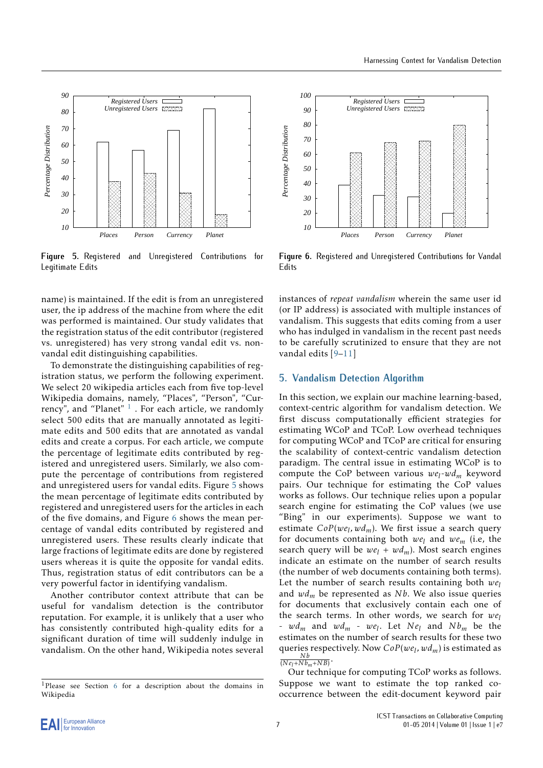Figure 5. Registered and Unregistered Contributions for Legitimate Edits

Figure 6. Registered and Unregistered Contributions for Vandal Edits

name) is maintained. If the edit is from an unregistered user, the ip address of the machine from where the edit was performed is maintained. Our study validates that the registration status of the edit contributor (registered vs. unregistered) has very strong vandal edit vs. non-vandal edit distinguishing capabilities.

To demonstrate the distinguishing capabilities of registration status, we perform the following experiment. We select 20 wikipedia articles each from five top-level Wikipedia domains, namely, "Places", "Person", "Currency", and "Planet" [1]. For each article, we randomly select 500 edits that are manually annotated as legitimate edits and 500 edits that are annotated as vandal edits and create a corpus. For each article, we compute the percentage of legitimate edits contributed by registered and unregistered users. Similarly, we also compute the percentage of contributions from registered and unregistered users for vandal edits. Figure 5 shows the mean percentage of legitimate edits contributed by registered and unregistered users for the articles in each of the five domains, and Figure 6 shows the mean percentage of vandal edits contributed by registered and unregistered users. These results clearly indicate that large fractions of legitimate edits are done by registered users whereas it is quite the opposite for vandal edits. Thus, registration status of edit contributors can be a very powerful factor in identifying vandalism.

Another contributor context attribute that can be useful for vandalism detection is the contributor reputation. For example, it is unlikely that a user who has consistently contributed high-quality edits for a significant duration of time will suddenly indulge in vandalism. On the other hand, Wikipedia notes several instances of *repeat vandalism* wherein the same user id (or IP address) is associated with multiple instances of vandalism. This suggests that edits coming from a user who has indulged in vandalism in the recent past needs to be carefully scrutinized to ensure that they are not vandal edits [9–11]

## 5. Vandalism Detection Algorithm

In this section, we explain our machine learning-based, context-centric algorithm for vandalism detection. We first discuss computationally efficient strategies for estimating WCoP and TCoP. Low overhead techniques for computing WCoP and TCoP are critical for ensuring the scalability of context-centric vandalism detection paradigm. The central issue in estimating WCoP is to compute the CoP between various $we_l$-$wd_m$ keyword pairs. Our technique for estimating the CoP values works as follows. Our technique relies upon a popular search engine for estimating the CoP values (we use "Bing" in our experiments). Suppose we want to estimate $CoP(we_l, wd_m)$. We first issue a search query for documents containing both $we_l$ and $we_m$ (i.e, the search query will be $we_l$ + $wd_m$). Most search engines indicate an estimate on the number of search results (the number of web documents containing both terms). Let the number of search results containing both $we_l$ and $wd_m$ be represented as $Nb$. We also issue queries for documents that exclusively contain each one of the search terms. In other words, we search for $we_l$ - $wd_m$ and $wd_m$ - $we_l$. Let $Ne_l$ and $Nb_m$ be the estimates on the number of search results for these two queries respectively. Now $CoP(we_l, wd_m)$ is estimated as $\frac{Nb}{(Ne_l + Nb_m + NB)}$.

Our technique for computing TCoP works as follows. Suppose we want to estimate the top ranked co-occurrence between the edit-document keyword pair

[1] Please see Section 6 for a description about the domains in Wikipedia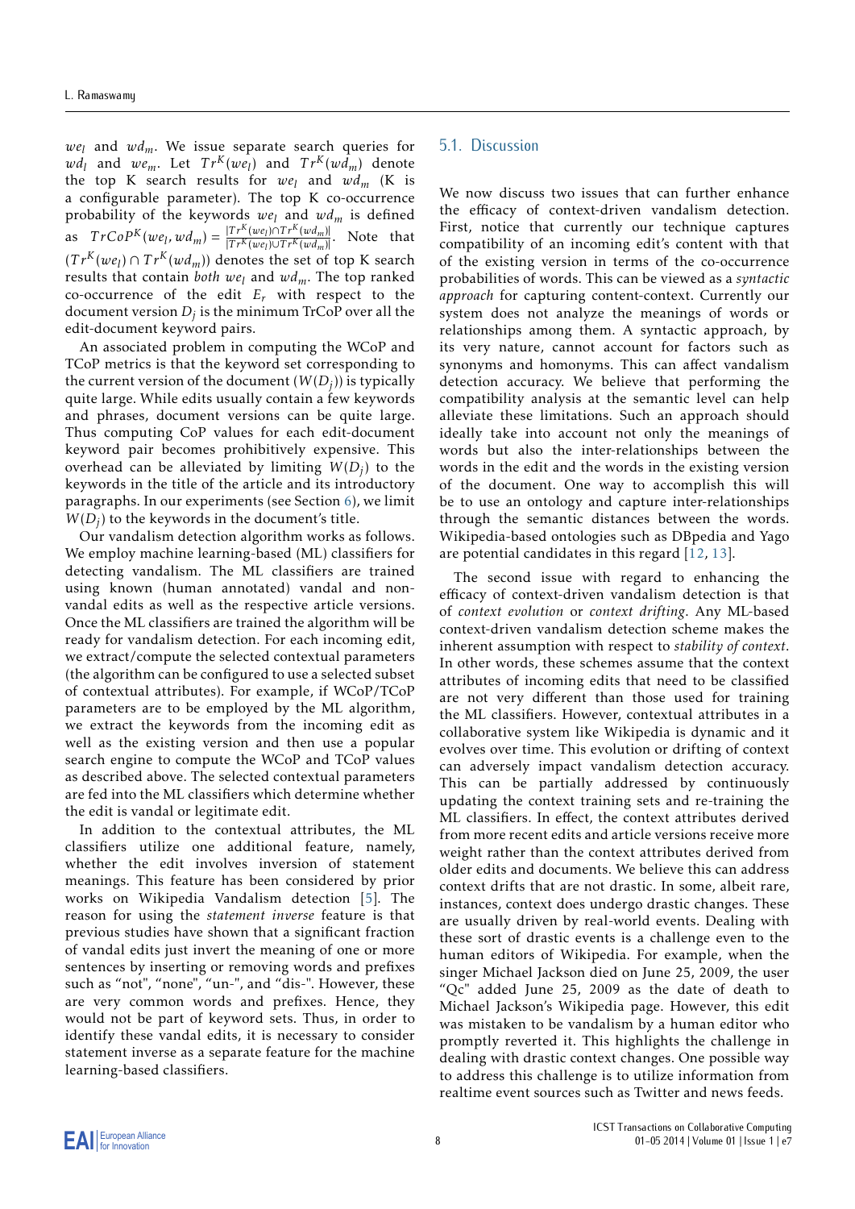$we_l$ and $wd_m$. We issue separate search queries for $wd_l$ and $we_m$. Let $Tr^K(we_l)$ and $Tr^K(wd_m)$ denote the top K search results for $we_l$ and $wd_m$ (K is a configurable parameter). The top K co-occurrence probability of the keywords $we_l$ and $wd_m$ is defined as $TrCoP^K(we_l, wd_m) = \frac{|Tr^K(we_l) \cap Tr^K(wd_m)|}{|Tr^K(we_l) \cup Tr^K(wd_m)|}$. Note that $(Tr^K(we_l) \cap Tr^K(wd_m))$ denotes the set of top K search results that contain *both* $we_l$ and $wd_m$. The top ranked co-occurrence of the edit $E_r$ with respect to the document version $D_j$ is the minimum TrCoP over all the edit-document keyword pairs.

An associated problem in computing the WCoP and TCoP metrics is that the keyword set corresponding to the current version of the document ($W(D_j)$) is typically quite large. While edits usually contain a few keywords and phrases, document versions can be quite large. Thus computing CoP values for each edit-document keyword pair becomes prohibitively expensive. This overhead can be alleviated by limiting $W(D_j)$ to the keywords in the title of the article and its introductory paragraphs. In our experiments (see Section 6), we limit $W(D_j)$ to the keywords in the document's title.

Our vandalism detection algorithm works as follows. We employ machine learning-based (ML) classifiers for detecting vandalism. The ML classifiers are trained using known (human annotated) vandal and non-vandal edits as well as the respective article versions. Once the ML classifiers are trained the algorithm will be ready for vandalism detection. For each incoming edit, we extract/compute the selected contextual parameters (the algorithm can be configured to use a selected subset of contextual attributes). For example, if WCoP/TCoP parameters are to be employed by the ML algorithm, we extract the keywords from the incoming edit as well as the existing version and then use a popular search engine to compute the WCoP and TCoP values as described above. The selected contextual parameters are fed into the ML classifiers which determine whether the edit is vandal or legitimate edit.

In addition to the contextual attributes, the ML classifiers utilize one additional feature, namely, whether the edit involves inversion of statement meanings. This feature has been considered by prior works on Wikipedia Vandalism detection [5]. The reason for using the *statement inverse* feature is that previous studies have shown that a significant fraction of vandal edits just invert the meaning of one or more sentences by inserting or removing words and prefixes such as "not", "none", "un-", and "dis-". However, these are very common words and prefixes. Hence, they would not be part of keyword sets. Thus, in order to identify these vandal edits, it is necessary to consider statement inverse as a separate feature for the machine learning-based classifiers.

## 5.1. Discussion

We now discuss two issues that can further enhance the efficacy of context-driven vandalism detection. First, notice that currently our technique captures compatibility of an incoming edit's content with that of the existing version in terms of the co-occurrence probabilities of words. This can be viewed as a *syntactic approach* for capturing content-context. Currently our system does not analyze the meanings of words or relationships among them. A syntactic approach, by its very nature, cannot account for factors such as synonyms and homonyms. This can affect vandalism detection accuracy. We believe that performing the compatibility analysis at the semantic level can help alleviate these limitations. Such an approach should ideally take into account not only the meanings of words but also the inter-relationships between the words in the edit and the words in the existing version of the document. One way to accomplish this will be to use an ontology and capture inter-relationships through the semantic distances between the words. Wikipedia-based ontologies such as DBpedia and Yago are potential candidates in this regard [12, 13].

The second issue with regard to enhancing the efficacy of context-driven vandalism detection is that of *context evolution* or *context drifting*. Any ML-based context-driven vandalism detection scheme makes the inherent assumption with respect to *stability of context*. In other words, these schemes assume that the context attributes of incoming edits that need to be classified are not very different than those used for training the ML classifiers. However, contextual attributes in a collaborative system like Wikipedia is dynamic and it evolves over time. This evolution or drifting of context can adversely impact vandalism detection accuracy. This can be partially addressed by continuously updating the context training sets and re-training the ML classifiers. In effect, the context attributes derived from more recent edits and article versions receive more weight rather than the context attributes derived from older edits and documents. We believe this can address context drifts that are not drastic. In some, albeit rare, instances, context does undergo drastic changes. These are usually driven by real-world events. Dealing with these sort of drastic events is a challenge even to the human editors of Wikipedia. For example, when the singer Michael Jackson died on June 25, 2009, the user "Qc" added June 25, 2009 as the date of death to Michael Jackson's Wikipedia page. However, this edit was mistaken to be vandalism by a human editor who promptly reverted it. This highlights the challenge in dealing with drastic context changes. One possible way to address this challenge is to utilize information from realtime event sources such as Twitter and news feeds.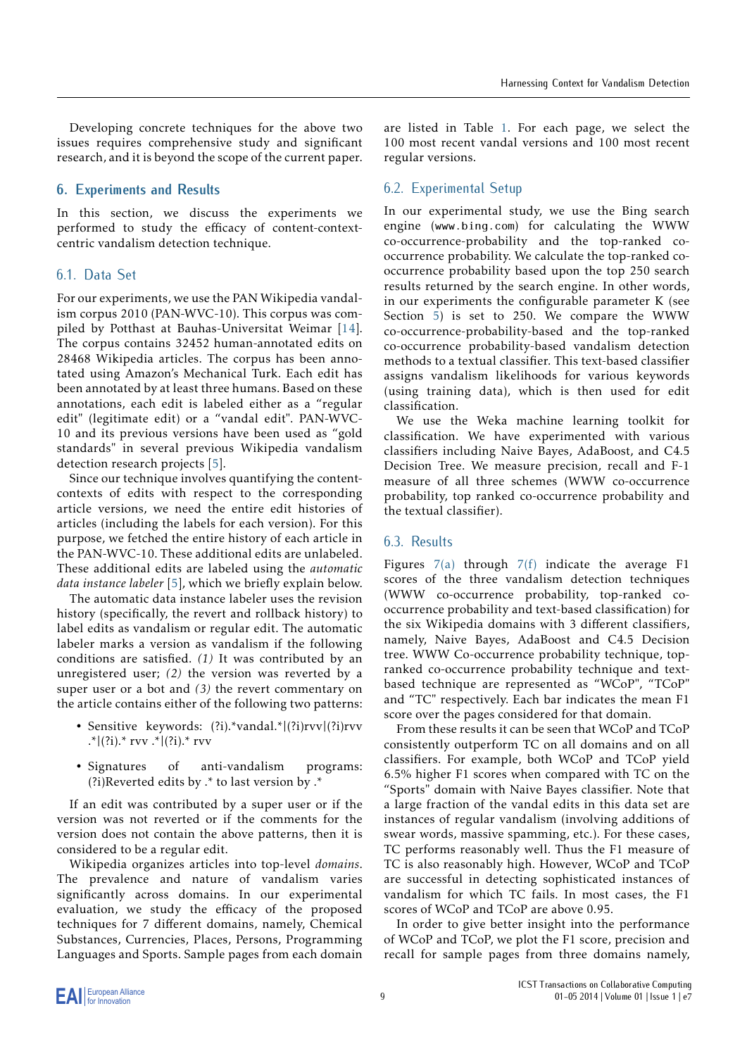Developing concrete techniques for the above two issues requires comprehensive study and significant research, and it is beyond the scope of the current paper.

## 6. Experiments and Results

In this section, we discuss the experiments we performed to study the efficacy of content-context-centric vandalism detection technique.

### 6.1. Data Set

For our experiments, we use the PAN Wikipedia vandalism corpus 2010 (PAN-WVC-10). This corpus was compiled by Potthast at Bauhas-Universitat Weimar [14]. The corpus contains 32452 human-annotated edits on 28468 Wikipedia articles. The corpus has been annotated using Amazon's Mechanical Turk. Each edit has been annotated by at least three humans. Based on these annotations, each edit is labeled either as a "regular edit" (legitimate edit) or a "vandal edit". PAN-WVC-10 and its previous versions have been used as "gold standards" in several previous Wikipedia vandalism detection research projects [5].

Since our technique involves quantifying the content-contexts of edits with respect to the corresponding article versions, we need the entire edit histories of articles (including the labels for each version). For this purpose, we fetched the entire history of each article in the PAN-WVC-10. These additional edits are unlabeled. These additional edits are labeled using the *automatic data instance labeler* [5], which we briefly explain below.

The automatic data instance labeler uses the revision history (specifically, the revert and rollback history) to label edits as vandalism or regular edit. The automatic labeler marks a version as vandalism if the following conditions are satisfied. *(1)* It was contributed by an unregistered user; *(2)* the version was reverted by a super user or a bot and *(3)* the revert commentary on the article contains either of the following two patterns:

- Sensitive keywords: (?i).*vandal.*|(?i)rvv|(?i)rvv .*|(?i).* rvv .*|(?i).* rvv
- Signatures of anti-vandalism programs: (?i)Reverted edits by .* to last version by .*

If an edit was contributed by a super user or if the version was not reverted or if the comments for the version does not contain the above patterns, then it is considered to be a regular edit.

Wikipedia organizes articles into top-level *domains*. The prevalence and nature of vandalism varies significantly across domains. In our experimental evaluation, we study the efficacy of the proposed techniques for 7 different domains, namely, Chemical Substances, Currencies, Places, Persons, Programming Languages and Sports. Sample pages from each domain are listed in Table 1. For each page, we select the 100 most recent vandal versions and 100 most recent regular versions.

### 6.2. Experimental Setup

In our experimental study, we use the Bing search engine (www.bing.com) for calculating the WWW co-occurrence-probability and the top-ranked co-occurrence probability. We calculate the top-ranked co-occurrence probability based upon the top 250 search results returned by the search engine. In other words, in our experiments the configurable parameter K (see Section 5) is set to 250. We compare the WWW co-occurrence-probability-based and the top-ranked co-occurrence probability-based vandalism detection methods to a textual classifier. This text-based classifier assigns vandalism likelihoods for various keywords (using training data), which is then used for edit classification.

We use the Weka machine learning toolkit for classification. We have experimented with various classifiers including Naive Bayes, AdaBoost, and C4.5 Decision Tree. We measure precision, recall and F-1 measure of all three schemes (WWW co-occurrence probability, top ranked co-occurrence probability and the textual classifier).

### 6.3. Results

Figures 7(a) through 7(f) indicate the average F1 scores of the three vandalism detection techniques (WWW co-occurrence probability, top-ranked co-occurrence probability and text-based classification) for the six Wikipedia domains with 3 different classifiers, namely, Naive Bayes, AdaBoost and C4.5 Decision tree. WWW Co-occurrence probability technique, top-ranked co-occurrence probability technique and text-based technique are represented as "WCoP", "TCoP" and "TC" respectively. Each bar indicates the mean F1 score over the pages considered for that domain.

From these results it can be seen that WCoP and TCoP consistently outperform TC on all domains and on all classifiers. For example, both WCoP and TCoP yield 6.5% higher F1 scores when compared with TC on the "Sports" domain with Naive Bayes classifier. Note that a large fraction of the vandal edits in this data set are instances of regular vandalism (involving additions of swear words, massive spamming, etc.). For these cases, TC performs reasonably well. Thus the F1 measure of TC is also reasonably high. However, WCoP and TCoP are successful in detecting sophisticated instances of vandalism for which TC fails. In most cases, the F1 scores of WCoP and TCoP are above 0.95.

In order to give better insight into the performance of WCoP and TCoP, we plot the F1 score, precision and recall for sample pages from three domains namely,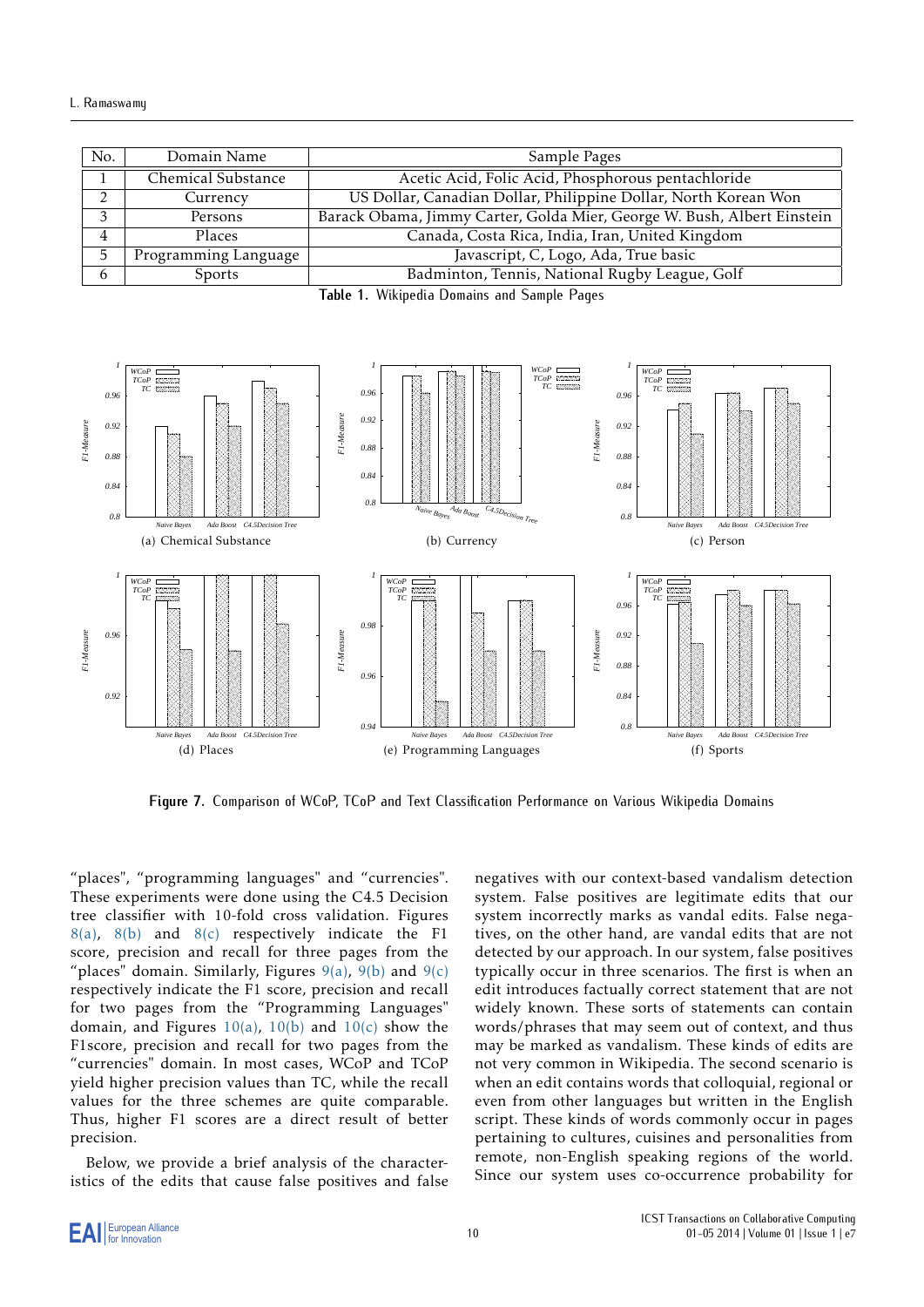| No. | Domain Name | Sample Pages |
|---|---|---|
| 1 | Chemical Substance | Acetic Acid, Folic Acid, Phosphorous pentachloride |
| 2 | Currency | US Dollar, Canadian Dollar, Philippine Dollar, North Korean Won |
| 3 | Persons | Barack Obama, Jimmy Carter, Golda Mier, George W. Bush, Albert Einstein |
| 4 | Places | Canada, Costa Rica, India, Iran, United Kingdom |
| 5 | Programming Language | Javascript, C, Logo, Ada, True basic |
| 6 | Sports | Badminton, Tennis, National Rugby League, Golf |

**Table 1.** Wikipedia Domains and Sample Pages

(a) Chemical Substance (b) Currency (c) Person

(d) Places (e) Programming Languages (f) Sports

**Figure 7.** Comparison of WCoP, TCoP and Text Classification Performance on Various Wikipedia Domains

"places", "programming languages" and "currencies". These experiments were done using the C4.5 Decision tree classifier with 10-fold cross validation. Figures 8(a), 8(b) and 8(c) respectively indicate the F1 score, precision and recall for three pages from the "places" domain. Similarly, Figures 9(a), 9(b) and 9(c) respectively indicate the F1 score, precision and recall for two pages from the "Programming Languages" domain, and Figures 10(a), 10(b) and 10(c) show the F1score, precision and recall for two pages from the "currencies" domain. In most cases, WCoP and TCoP yield higher precision values than TC, while the recall values for the three schemes are quite comparable. Thus, higher F1 scores are a direct result of better precision.

Below, we provide a brief analysis of the characteristics of the edits that cause false positives and false negatives with our context-based vandalism detection system. False positives are legitimate edits that our system incorrectly marks as vandal edits. False negatives, on the other hand, are vandal edits that are not detected by our approach. In our system, false positives typically occur in three scenarios. The first is when an edit introduces factually correct statement that are not widely known. These sorts of statements can contain words/phrases that may seem out of context, and thus may be marked as vandalism. These kinds of edits are not very common in Wikipedia. The second scenario is when an edit contains words that colloquial, regional or even from other languages but written in the English script. These kinds of words commonly occur in pages pertaining to cultures, cuisines and personalities from remote, non-English speaking regions of the world. Since our system uses co-occurrence probability for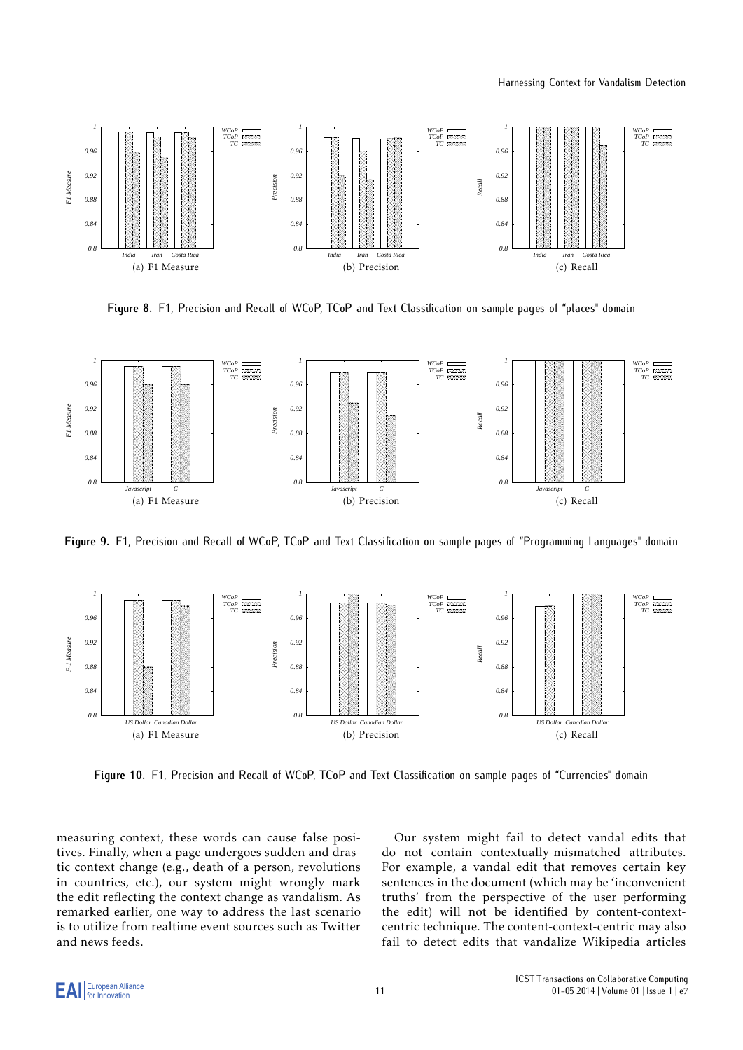(a) F1 Measure

(b) Precision

(c) Recall

**Figure 8.** F1, Precision and Recall of WCoP, TCoP and Text Classification on sample pages of "places" domain

(a) F1 Measure

(b) Precision

(c) Recall

**Figure 9.** F1, Precision and Recall of WCoP, TCoP and Text Classification on sample pages of "Programming Languages" domain

(a) F1 Measure

(b) Precision

(c) Recall

**Figure 10.** F1, Precision and Recall of WCoP, TCoP and Text Classification on sample pages of "Currencies" domain

measuring context, these words can cause false positives. Finally, when a page undergoes sudden and drastic context change (e.g., death of a person, revolutions in countries, etc.), our system might wrongly mark the edit reflecting the context change as vandalism. As remarked earlier, one way to address the last scenario is to utilize from realtime event sources such as Twitter and news feeds.

Our system might fail to detect vandal edits that do not contain contextually-mismatched attributes. For example, a vandal edit that removes certain key sentences in the document (which may be 'inconvenient truths' from the perspective of the user performing the edit) will not be identified by content-context-centric technique. The content-context-centric may also fail to detect edits that vandalize Wikipedia articles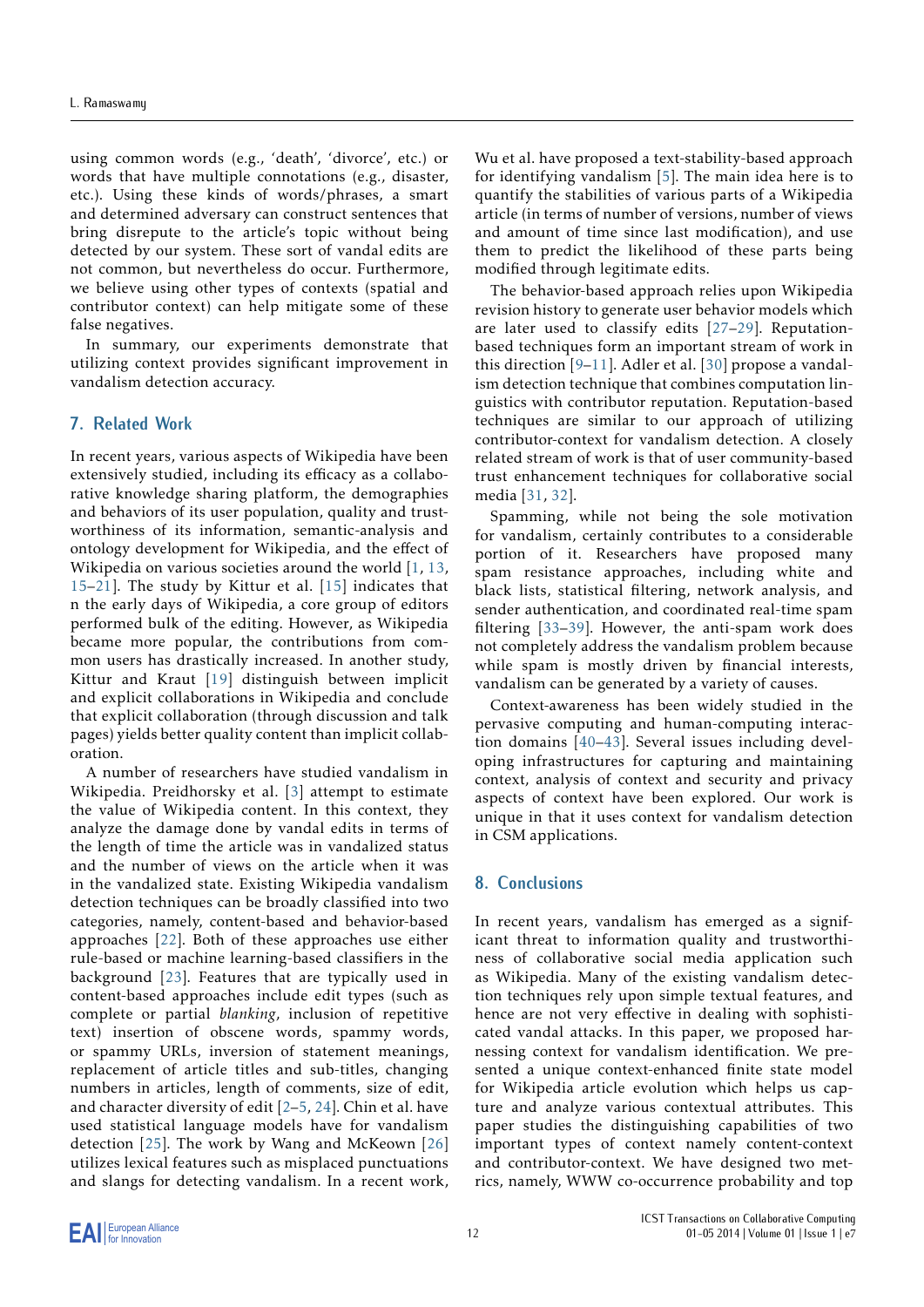using common words (e.g., 'death', 'divorce', etc.) or words that have multiple connotations (e.g., disaster, etc.). Using these kinds of words/phrases, a smart and determined adversary can construct sentences that bring disrepute to the article's topic without being detected by our system. These sort of vandal edits are not common, but nevertheless do occur. Furthermore, we believe using other types of contexts (spatial and contributor context) can help mitigate some of these false negatives.

In summary, our experiments demonstrate that utilizing context provides significant improvement in vandalism detection accuracy.

## 7. Related Work

In recent years, various aspects of Wikipedia have been extensively studied, including its efficacy as a collaborative knowledge sharing platform, the demographics and behaviors of its user population, quality and trustworthiness of its information, semantic-analysis and ontology development for Wikipedia, and the effect of Wikipedia on various societies around the world [1, 13, 15–21]. The study by Kittur et al. [15] indicates that n the early days of Wikipedia, a core group of editors performed bulk of the editing. However, as Wikipedia became more popular, the contributions from common users has drastically increased. In another study, Kittur and Kraut [19] distinguish between implicit and explicit collaborations in Wikipedia and conclude that explicit collaboration (through discussion and talk pages) yields better quality content than implicit collaboration.

A number of researchers have studied vandalism in Wikipedia. Preidhorsky et al. [3] attempt to estimate the value of Wikipedia content. In this context, they analyze the damage done by vandal edits in terms of the length of time the article was in vandalized status and the number of views on the article when it was in the vandalized state. Existing Wikipedia vandalism detection techniques can be broadly classified into two categories, namely, content-based and behavior-based approaches [22]. Both of these approaches use either rule-based or machine learning-based classifiers in the background [23]. Features that are typically used in content-based approaches include edit types (such as complete or partial *blanking*, inclusion of repetitive text) insertion of obscene words, spammy words, or spammy URLs, inversion of statement meanings, replacement of article titles and sub-titles, changing numbers in articles, length of comments, size of edit, and character diversity of edit [2–5, 24]. Chin et al. have used statistical language models have for vandalism detection [25]. The work by Wang and McKeown [26] utilizes lexical features such as misplaced punctuations and slangs for detecting vandalism. In a recent work, Wu et al. have proposed a text-stability-based approach for identifying vandalism [5]. The main idea here is to quantify the stabilities of various parts of a Wikipedia article (in terms of number of versions, number of views and amount of time since last modification), and use them to predict the likelihood of these parts being modified through legitimate edits.

The behavior-based approach relies upon Wikipedia revision history to generate user behavior models which are later used to classify edits [27–29]. Reputation-based techniques form an important stream of work in this direction [9–11]. Adler et al. [30] propose a vandalism detection technique that combines computation linguistics with contributor reputation. Reputation-based techniques are similar to our approach of utilizing contributor-context for vandalism detection. A closely related stream of work is that of user community-based trust enhancement techniques for collaborative social media [31, 32].

Spamming, while not being the sole motivation for vandalism, certainly contributes to a considerable portion of it. Researchers have proposed many spam resistance approaches, including white and black lists, statistical filtering, network analysis, and sender authentication, and coordinated real-time spam filtering [33–39]. However, the anti-spam work does not completely address the vandalism problem because while spam is mostly driven by financial interests, vandalism can be generated by a variety of causes.

Context-awareness has been widely studied in the pervasive computing and human-computing interaction domains [40–43]. Several issues including developing infrastructures for capturing and maintaining context, analysis of context and security and privacy aspects of context have been explored. Our work is unique in that it uses context for vandalism detection in CSM applications.

## 8. Conclusions

In recent years, vandalism has emerged as a significant threat to information quality and trustworthiness of collaborative social media application such as Wikipedia. Many of the existing vandalism detection techniques rely upon simple textual features, and hence are not very effective in dealing with sophisticated vandal attacks. In this paper, we proposed harnessing context for vandalism identification. We presented a unique context-enhanced finite state model for Wikipedia article evolution which helps us capture and analyze various contextual attributes. This paper studies the distinguishing capabilities of two important types of context namely content-context and contributor-context. We have designed two metrics, namely, WWW co-occurrence probability and top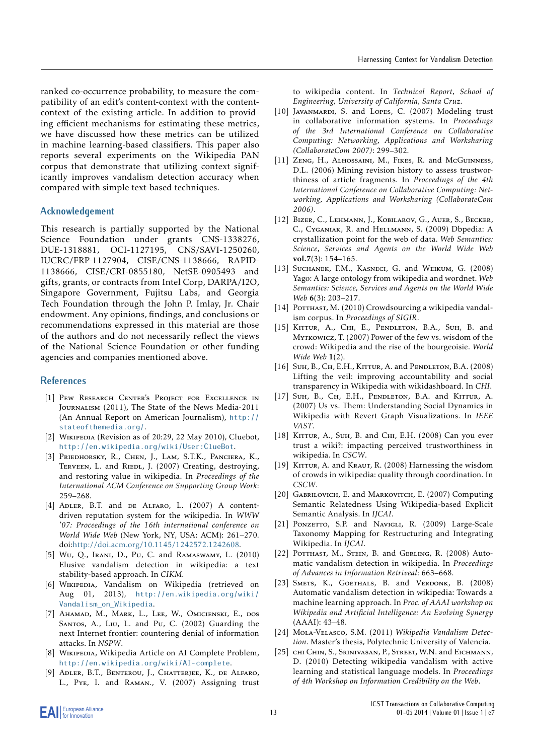ranked co-occurrence probability, to measure the compatibility of an edit's content-context with the content-context of the existing article. In addition to providing efficient mechanisms for estimating these metrics, we have discussed how these metrics can be utilized in machine learning-based classifiers. This paper also reports several experiments on the Wikipedia PAN corpus that demonstrate that utilizing context significantly improves vandalism detection accuracy when compared with simple text-based techniques.

## Acknowledgement

This research is partially supported by the National Science Foundation under grants CNS-1338276, DUE-1318881, OCI-1127195, CNS/SAVI-1250260, IUCRC/FRP-1127904, CISE/CNS-1138666, RAPID-1138666, CISE/CRI-0855180, NetSE-0905493 and gifts, grants, or contracts from Intel Corp, DARPA/I2O, Singapore Government, Fujitsu Labs, and Georgia Tech Foundation through the John P. Imlay, Jr. Chair endowment. Any opinions, findings, and conclusions or recommendations expressed in this material are those of the authors and do not necessarily reflect the views of the National Science Foundation or other funding agencies and companies mentioned above.

## References

[1] Pew Research Center's Project for Excellence in Journalism (2011), The State of the News Media-2011 (An Annual Report on American Journalism), http://stateofthemedia.org/.

[2] Wikipedia (Revision as of 20:29, 22 May 2010), Cluebot, http://en.wikipedia.org/wiki/User:ClueBot.

[3] Priedhorsky, R., Chen, J., Lam, S.T.K., Panciera, K., Terveen, L. and Riedl, J. (2007) Creating, destroying, and restoring value in wikipedia. In *Proceedings of the International ACM Conference on Supporting Group Work*: 259–268.

[4] Adler, B.T. and de Alfaro, L. (2007) A content-driven reputation system for the wikipedia. In *WWW '07: Proceedings of the 16th international conference on World Wide Web* (New York, NY, USA: ACM): 261–270. doi:http://doi.acm.org/10.1145/1242572.1242608.

[5] Wu, Q., Irani, D., Pu, C. and Ramaswamy, L. (2010) Elusive vandalism detection in wikipedia: a text stability-based approach. In *CIKM*.

[6] Wikipedia, Vandalism on Wikipedia (retrieved on Aug 01, 2013), http://en.wikipedia.org/wiki/Vandalism_on_Wikipedia.

[7] Ahamad, M., Mark, L., Lee, W., Omicienski, E., dos Santos, A., Liu, L. and Pu, C. (2002) Guarding the next Internet frontier: countering denial of information attacks. In *NSPW*.

[8] Wikipedia, Wikipedia Article on AI Complete Problem, http://en.wikipedia.org/wiki/AI-complete.

[9] Adler, B.T., Benterou, J., Chatterjee, K., de Alfaro, L., Pye, I. and Raman., V. (2007) Assigning trust to wikipedia content. In *Technical Report*, *School of Engineering*, *University of California*, *Santa Cruz*.

[10] Javanmardi, S. and Lopes, C. (2007) Modeling trust in collaborative information systems. In *Proceedings of the 3rd International Conference on Collaborative Computing: Networking, Applications and Worksharing (CollaborateCom 2007)*: 299–302.

[11] Zeng, H., Alhossaini, M., Fikes, R. and McGuinness, D.L. (2006) Mining revision history to assess trustworthiness of article fragments. In *Proceedings of the 4th International Conference on Collaborative Computing: Networking, Applications and Worksharing (CollaborateCom 2006)*.

[12] Bizer, C., Lehmann, J., Kobilarov, G., Auer, S., Becker, C., Cyganiak, R. and Hellmann, S. (2009) Dbpedia: A crystallization point for the web of data. *Web Semantics: Science*, *Services and Agents on the World Wide Web* **vol.7**(3): 154–165.

[13] Suchanek, F.M., Kasneci, G. and Weikum, G. (2008) Yago: A large ontology from wikipedia and wordnet. *Web Semantics: Science*, *Services and Agents on the World Wide Web* **6**(3): 203–217.

[14] Potthast, M. (2010) Crowdsourcing a wikipedia vandalism corpus. In *Proceedings of SIGIR*.

[15] Kittur, A., Chi, E., Pendleton, B.A., Suh, B. and Mytkowicz, T. (2007) Power of the few vs. wisdom of the crowd: Wikipedia and the rise of the bourgeoisie. *World Wide Web* **1**(2).

[16] Suh, B., Ch, E.H., Kittur, A. and Pendleton, B.A. (2008) Lifting the veil: improving accountability and social transparency in Wikipedia with wikidashboard. In *CHI*.

[17] Suh, B., Ch, E.H., Pendleton, B.A. and Kittur, A. (2007) Us vs. Them: Understanding Social Dynamics in Wikipedia with Revert Graph Visualizations. In *IEEE VAST*.

[18] Kittur, A., Suh, B. and Chi, E.H. (2008) Can you ever trust a wiki?: impacting perceived trustworthiness in wikipedia. In *CSCW*.

[19] Kittur, A. and Kraut, R. (2008) Harnessing the wisdom of crowds in wikipedia: quality through coordination. In *CSCW*.

[20] Gabrilovich, E. and Markovitch, E. (2007) Computing Semantic Relatedness Using Wikipedia-based Explicit Semantic Analysis. In *IJCAI*.

[21] Ponzetto, S.P. and Navigli, R. (2009) Large-Scale Taxonomy Mapping for Restructuring and Integrating Wikipedia. In *IJCAI*.

[22] Potthast, M., Stein, B. and Gerling, R. (2008) Automatic vandalism detection in wikipedia. In *Proceedings of Advances in Information Retrieval*: 663–668.

[23] Smets, K., Goethals, B. and Verdonk, B. (2008) Automatic vandalism detection in wikipedia: Towards a machine learning approach. In *Proc. of AAAI workshop on Wikipedia and Artificial Intelligence: An Evolving Synergy* (AAAI): 43–48.

[24] Mola-Velasco, S.M. (2011) *Wikipedia Vandalism Detection*. Master's thesis, Polytechnic University of Valencia.

[25] chi Chin, S., Srinivasan, P., Street, W.N. and Eichmann, D. (2010) Detecting wikipedia vandalism with active learning and statistical language models. In *Proceedings of 4th Workshop on Information Credibility on the Web*.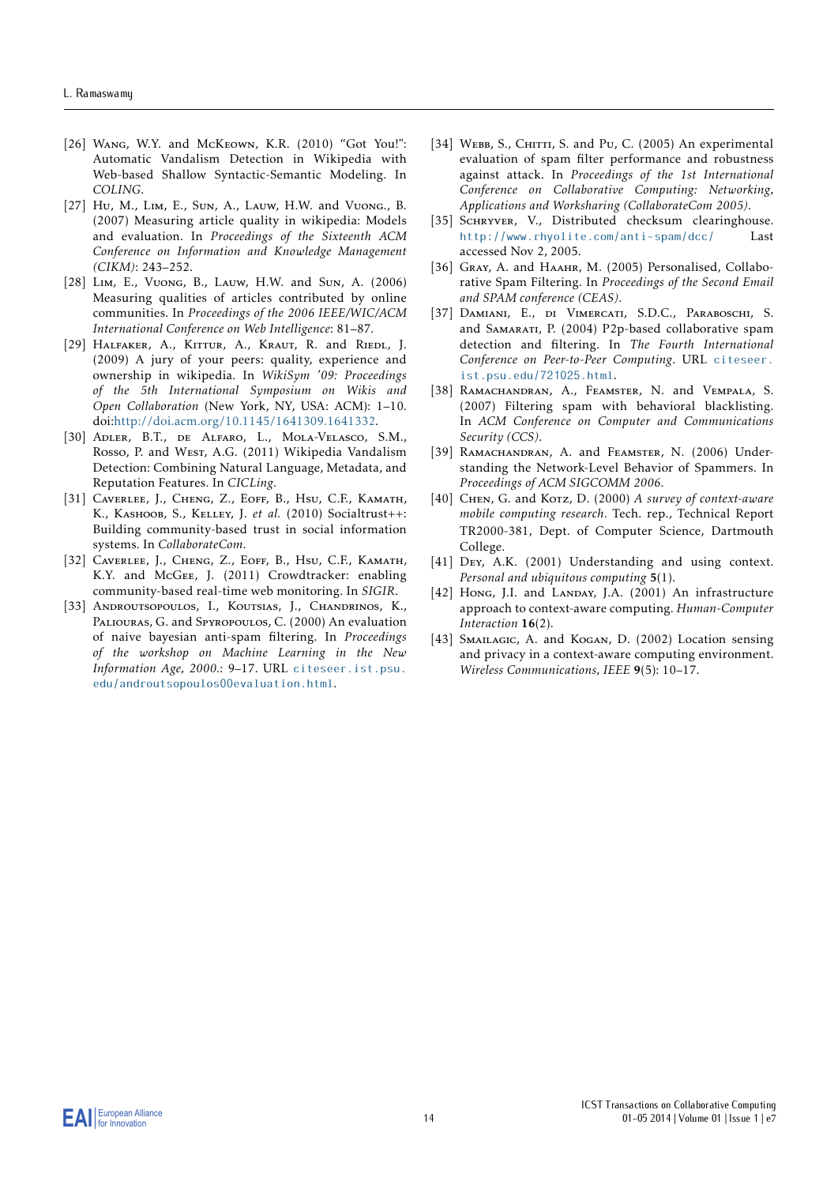[26] Wang, W.Y. and McKeown, K.R. (2010) "Got You!": Automatic Vandalism Detection in Wikipedia with Web-based Shallow Syntactic-Semantic Modeling. In *COLING*.

[27] Hu, M., Lim, E., Sun, A., Lauw, H.W. and Vuong., B. (2007) Measuring article quality in wikipedia: Models and evaluation. In *Proceedings of the Sixteenth ACM Conference on Information and Knowledge Management (CIKM)*: 243–252.

[28] Lim, E., Vuong, B., Lauw, H.W. and Sun, A. (2006) Measuring qualities of articles contributed by online communities. In *Proceedings of the 2006 IEEE/WIC/ACM International Conference on Web Intelligence*: 81–87.

[29] Halfaker, A., Kittur, A., Kraut, R. and Riedl, J. (2009) A jury of your peers: quality, experience and ownership in wikipedia. In *WikiSym '09: Proceedings of the 5th International Symposium on Wikis and Open Collaboration* (New York, NY, USA: ACM): 1–10. doi:http://doi.acm.org/10.1145/1641309.1641332.

[30] Adler, B.T., de Alfaro, L., Mola-Velasco, S.M., Rosso, P. and West, A.G. (2011) Wikipedia Vandalism Detection: Combining Natural Language, Metadata, and Reputation Features. In *CICLing*.

[31] Caverlee, J., Cheng, Z., Eoff, B., Hsu, C.F., Kamath, K., Kashoob, S., Kelley, J. *et al.* (2010) Socialtrust++: Building community-based trust in social information systems. In *CollaborateCom*.

[32] Caverlee, J., Cheng, Z., Eoff, B., Hsu, C.F., Kamath, K.Y. and McGee, J. (2011) Crowdtracker: enabling community-based real-time web monitoring. In *SIGIR*.

[33] Androutsopoulos, I., Koutsias, J., Chandrinos, K., Paliouras, G. and Spyropoulos, C. (2000) An evaluation of naive bayesian anti-spam filtering. In *Proceedings of the workshop on Machine Learning in the New Information Age, 2000.*: 9–17. URL citeseer.ist.psu.edu/androutsopoulos00evaluation.html.

[34] Webb, S., Chitti, S. and Pu, C. (2005) An experimental evaluation of spam filter performance and robustness against attack. In *Proceedings of the 1st International Conference on Collaborative Computing: Networking, Applications and Worksharing (CollaborateCom 2005)*.

[35] Schryver, V., Distributed checksum clearinghouse. http://www.rhyolite.com/anti-spam/dcc/ Last accessed Nov 2, 2005.

[36] Gray, A. and Haahr, M. (2005) Personalised, Collaborative Spam Filtering. In *Proceedings of the Second Email and SPAM conference (CEAS)*.

[37] Damiani, E., di Vimercati, S.D.C., Paraboschi, S. and Samarati, P. (2004) P2p-based collaborative spam detection and filtering. In *The Fourth International Conference on Peer-to-Peer Computing*. URL citeseer.ist.psu.edu/721025.html.

[38] Ramachandran, A., Feamster, N. and Vempala, S. (2007) Filtering spam with behavioral blacklisting. In *ACM Conference on Computer and Communications Security (CCS)*.

[39] Ramachandran, A. and Feamster, N. (2006) Understanding the Network-Level Behavior of Spammers. In *Proceedings of ACM SIGCOMM 2006*.

[40] Chen, G. and Kotz, D. (2000) *A survey of context-aware mobile computing research*. Tech. rep., Technical Report TR2000-381, Dept. of Computer Science, Dartmouth College.

[41] Dey, A.K. (2001) Understanding and using context. *Personal and ubiquitous computing* **5**(1).

[42] Hong, J.I. and Landay, J.A. (2001) An infrastructure approach to context-aware computing. *Human-Computer Interaction* **16**(2).

[43] Smailagic, A. and Kogan, D. (2002) Location sensing and privacy in a context-aware computing environment. *Wireless Communications, IEEE* **9**(5): 10–17.